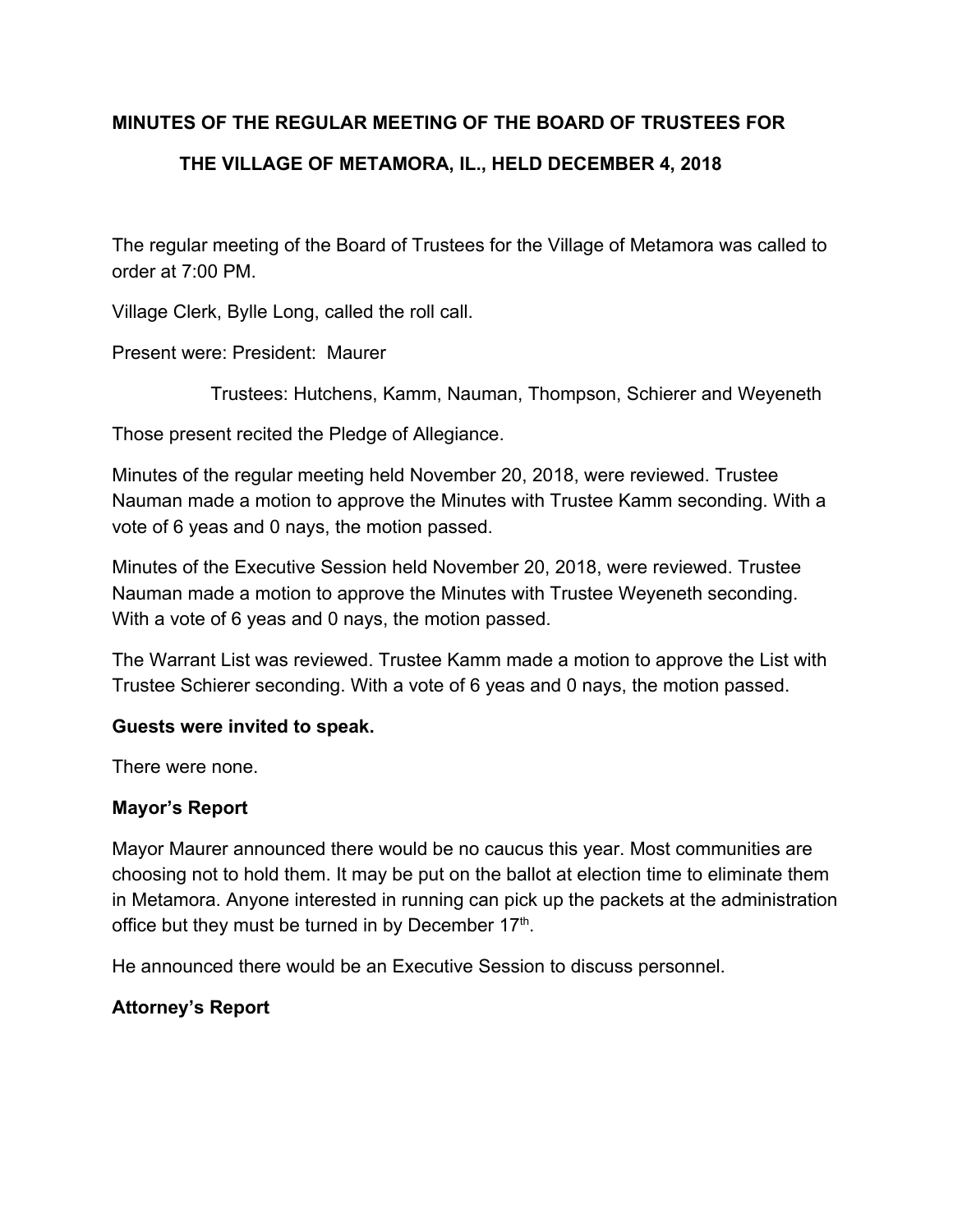**MINUTES OF THE REGULAR MEETING OF THE BOARD OF TRUSTEES FOR THE VILLAGE OF METAMORA, IL., HELD DECEMBER 4, 2018**

The regular meeting of the Board of Trustees for the Village of Metamora was called to order at 7:00 PM.

Village Clerk, Bylle Long, called the roll call.

Present were: President: Maurer

Trustees: Hutchens, Kamm, Nauman, Thompson, Schierer and Weyeneth

Those present recited the Pledge of Allegiance.

Minutes of the regular meeting held November 20, 2018, were reviewed. Trustee Nauman made a motion to approve the Minutes with Trustee Kamm seconding. With a vote of 6 yeas and 0 nays, the motion passed.

Minutes of the Executive Session held November 20, 2018, were reviewed. Trustee Nauman made a motion to approve the Minutes with Trustee Weyeneth seconding. With a vote of 6 yeas and 0 nays, the motion passed.

The Warrant List was reviewed. Trustee Kamm made a motion to approve the List with Trustee Schierer seconding. With a vote of 6 yeas and 0 nays, the motion passed.

**Guests were invited to speak.**

There were none.

**Mayor's Report**

Mayor Maurer announced there would be no caucus this year. Most communities are choosing not to hold them. It may be put on the ballot at election time to eliminate them in Metamora. Anyone interested in running can pick up the packets at the administration office but they must be turned in by December 17th.

He announced there would be an Executive Session to discuss personnel.

**Attorney's Report**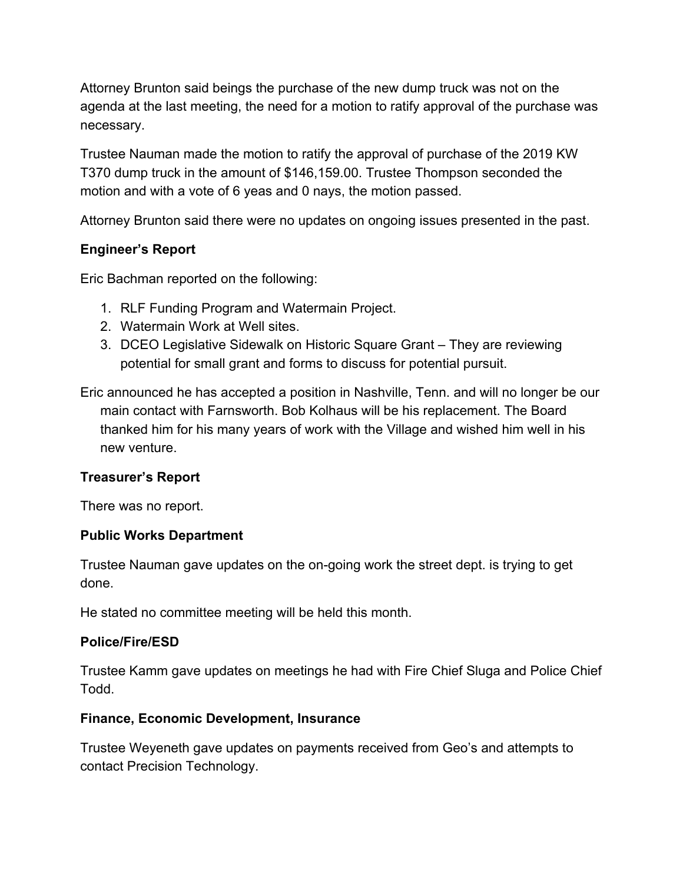Attorney Brunton said beings the purchase of the new dump truck was not on the agenda at the last meeting, the need for a motion to ratify approval of the purchase was necessary.

Trustee Nauman made the motion to ratify the approval of purchase of the 2019 KW T370 dump truck in the amount of $146,159.00. Trustee Thompson seconded the motion and with a vote of 6 yeas and 0 nays, the motion passed.

Attorney Brunton said there were no updates on ongoing issues presented in the past.

**Engineer's Report**

Eric Bachman reported on the following:

1. RLF Funding Program and Watermain Project.
2. Watermain Work at Well sites.
3. DCEO Legislative Sidewalk on Historic Square Grant – They are reviewing potential for small grant and forms to discuss for potential pursuit.

Eric announced he has accepted a position in Nashville, Tenn. and will no longer be our main contact with Farnsworth. Bob Kolhaus will be his replacement. The Board thanked him for his many years of work with the Village and wished him well in his new venture.

**Treasurer's Report**

There was no report.

**Public Works Department**

Trustee Nauman gave updates on the on-going work the street dept. is trying to get done.

He stated no committee meeting will be held this month.

**Police/Fire/ESD**

Trustee Kamm gave updates on meetings he had with Fire Chief Sluga and Police Chief Todd.

**Finance, Economic Development, Insurance**

Trustee Weyeneth gave updates on payments received from Geo's and attempts to contact Precision Technology.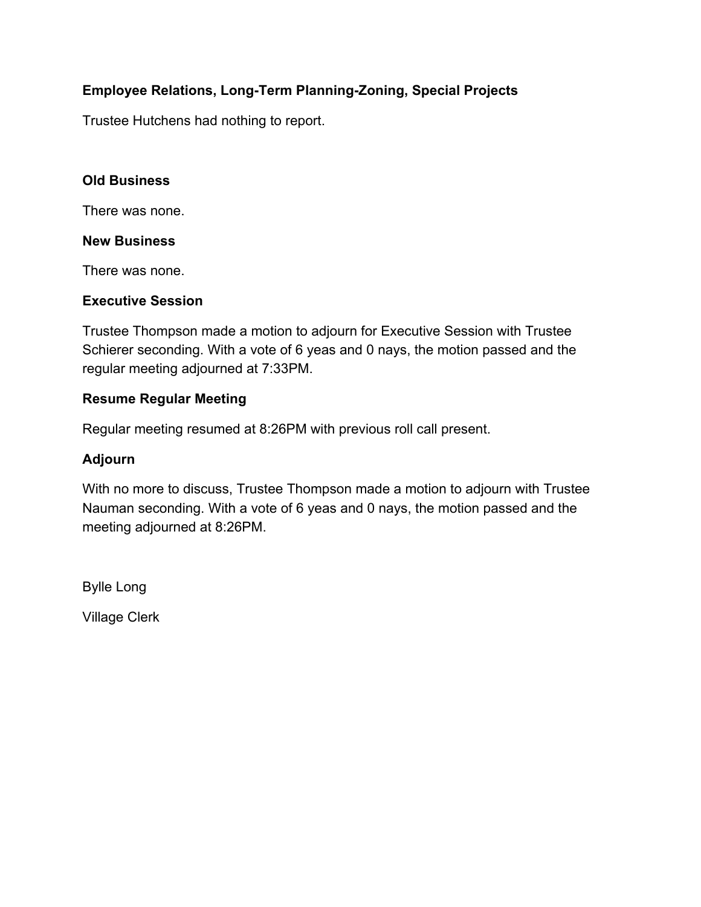**Employee Relations, Long-Term Planning-Zoning, Special Projects**

Trustee Hutchens had nothing to report.

**Old Business**

There was none.

**New Business**

There was none.

**Executive Session**

Trustee Thompson made a motion to adjourn for Executive Session with Trustee Schierer seconding. With a vote of 6 yeas and 0 nays, the motion passed and the regular meeting adjourned at 7:33PM.

**Resume Regular Meeting**

Regular meeting resumed at 8:26PM with previous roll call present.

**Adjourn**

With no more to discuss, Trustee Thompson made a motion to adjourn with Trustee Nauman seconding. With a vote of 6 yeas and 0 nays, the motion passed and the meeting adjourned at 8:26PM.

Bylle Long

Village Clerk